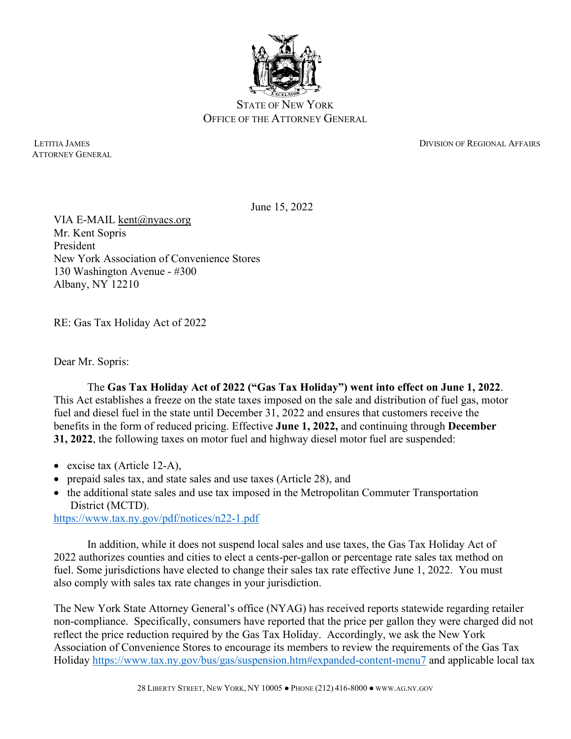STATE OF NEW YORK
OFFICE OF THE ATTORNEY GENERAL

LETITIA JAMES
ATTORNEY GENERAL

DIVISION OF REGIONAL AFFAIRS

June 15, 2022

VIA E-MAIL kent@nyacs.org
Mr. Kent Sopris
President
New York Association of Convenience Stores
130 Washington Avenue - #300
Albany, NY 12210

RE: Gas Tax Holiday Act of 2022

Dear Mr. Sopris:

The **Gas Tax Holiday Act of 2022 ("Gas Tax Holiday") went into effect on June 1, 2022**. This Act establishes a freeze on the state taxes imposed on the sale and distribution of fuel gas, motor fuel and diesel fuel in the state until December 31, 2022 and ensures that customers receive the benefits in the form of reduced pricing. Effective **June 1, 2022,** and continuing through **December 31, 2022**, the following taxes on motor fuel and highway diesel motor fuel are suspended:

- excise tax (Article 12-A),
- prepaid sales tax, and state sales and use taxes (Article 28), and
- the additional state sales and use tax imposed in the Metropolitan Commuter Transportation District (MCTD).

https://www.tax.ny.gov/pdf/notices/n22-1.pdf

In addition, while it does not suspend local sales and use taxes, the Gas Tax Holiday Act of 2022 authorizes counties and cities to elect a cents-per-gallon or percentage rate sales tax method on fuel. Some jurisdictions have elected to change their sales tax rate effective June 1, 2022. You must also comply with sales tax rate changes in your jurisdiction.

The New York State Attorney General's office (NYAG) has received reports statewide regarding retailer non-compliance. Specifically, consumers have reported that the price per gallon they were charged did not reflect the price reduction required by the Gas Tax Holiday. Accordingly, we ask the New York Association of Convenience Stores to encourage its members to review the requirements of the Gas Tax Holiday https://www.tax.ny.gov/bus/gas/suspension.htm#expanded-content-menu7 and applicable local tax

28 LIBERTY STREET, NEW YORK, NY 10005 ● PHONE (212) 416-8000 ● WWW.AG.NY.GOV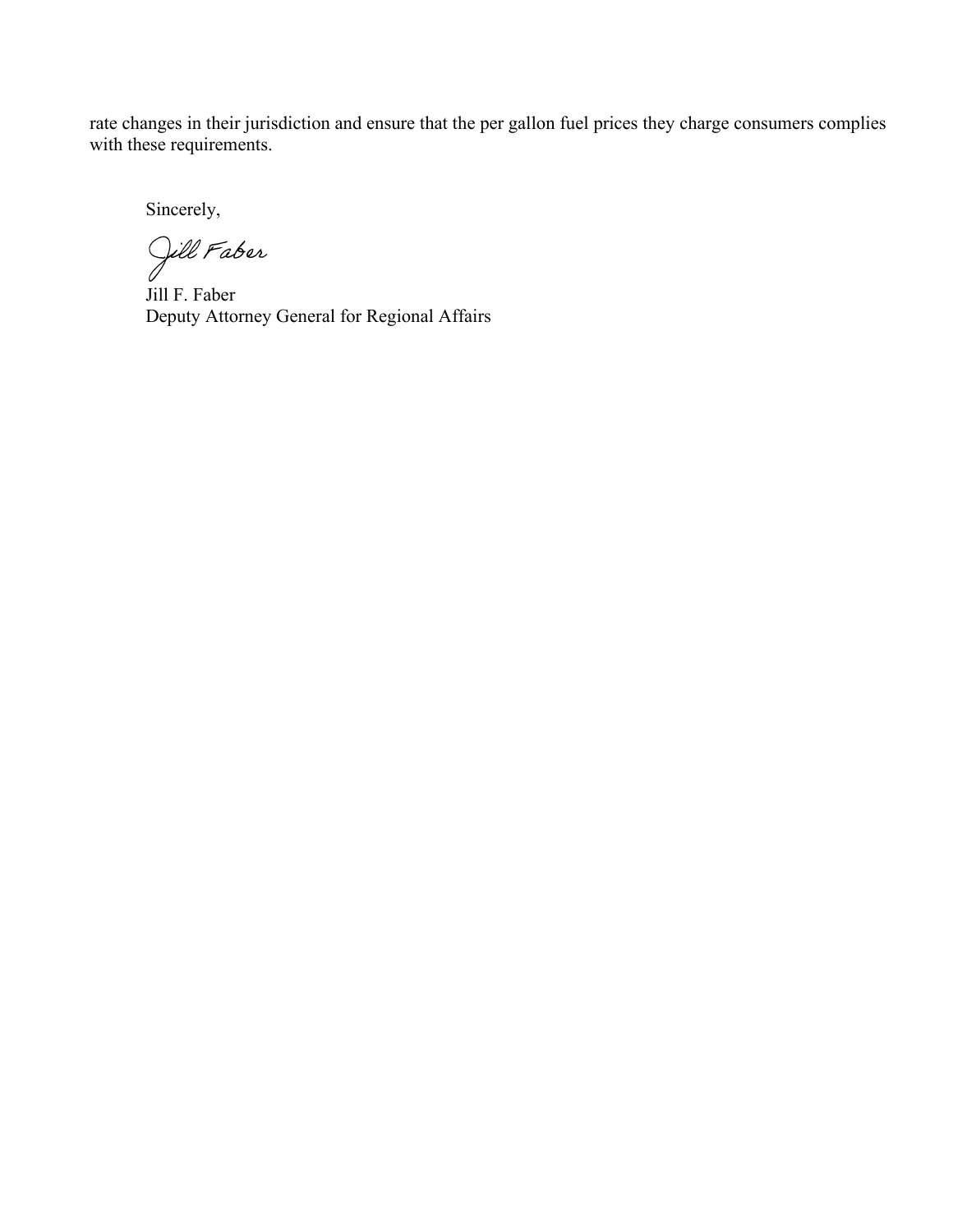rate changes in their jurisdiction and ensure that the per gallon fuel prices they charge consumers complies with these requirements.

Sincerely,

Jill Faber

Jill F. Faber
Deputy Attorney General for Regional Affairs